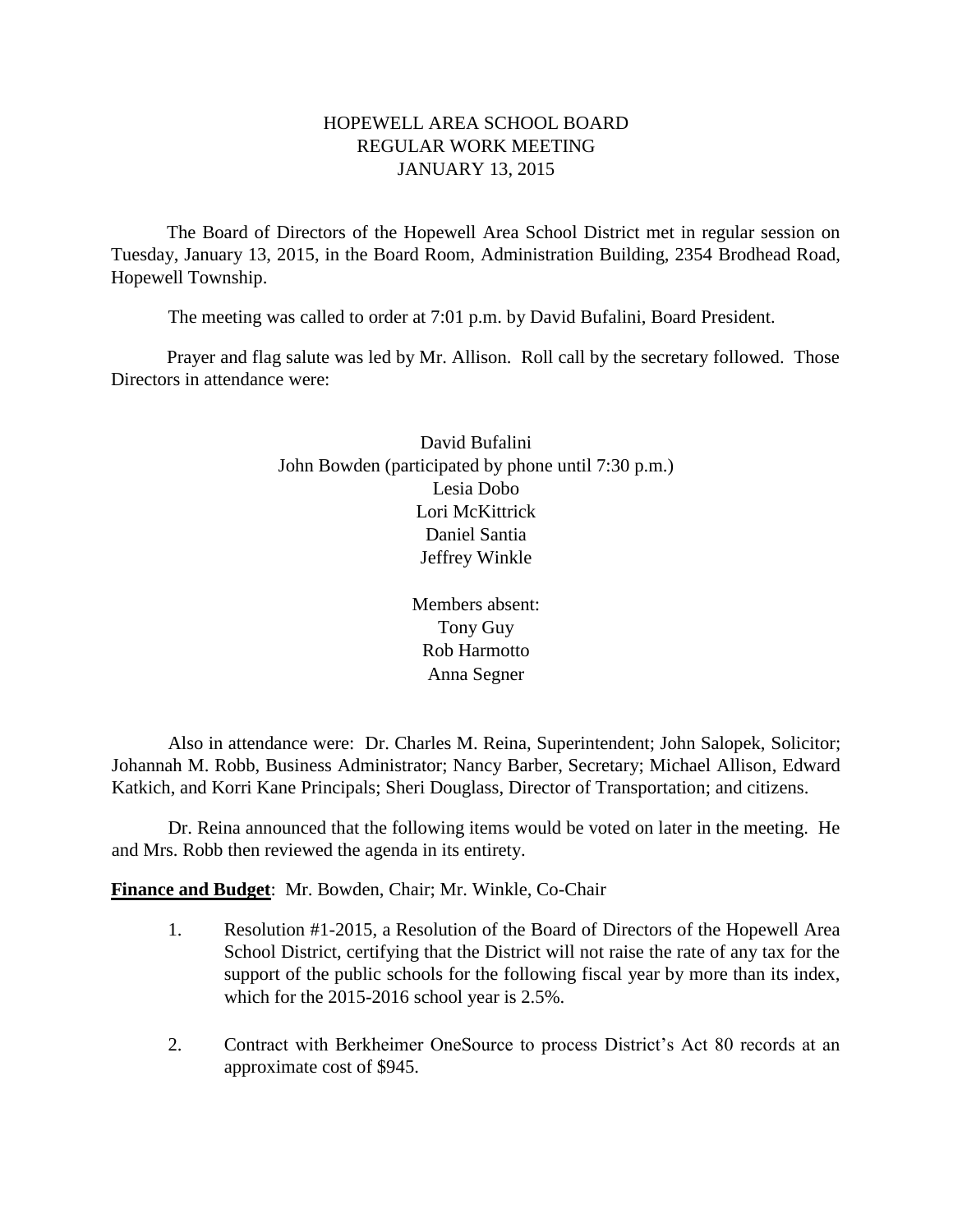# HOPEWELL AREA SCHOOL BOARD
## REGULAR WORK MEETING
## JANUARY 13, 2015

The Board of Directors of the Hopewell Area School District met in regular session on Tuesday, January 13, 2015, in the Board Room, Administration Building, 2354 Brodhead Road, Hopewell Township.

The meeting was called to order at 7:01 p.m. by David Bufalini, Board President.

Prayer and flag salute was led by Mr. Allison. Roll call by the secretary followed. Those Directors in attendance were:

David Bufalini
John Bowden (participated by phone until 7:30 p.m.)
Lesia Dobo
Lori McKittrick
Daniel Santia
Jeffrey Winkle

Members absent:
Tony Guy
Rob Harmotto
Anna Segner

Also in attendance were: Dr. Charles M. Reina, Superintendent; John Salopek, Solicitor; Johannah M. Robb, Business Administrator; Nancy Barber, Secretary; Michael Allison, Edward Katkich, and Korri Kane Principals; Sheri Douglass, Director of Transportation; and citizens.

Dr. Reina announced that the following items would be voted on later in the meeting. He and Mrs. Robb then reviewed the agenda in its entirety.

**Finance and Budget**: Mr. Bowden, Chair; Mr. Winkle, Co-Chair

1. Resolution #1-2015, a Resolution of the Board of Directors of the Hopewell Area School District, certifying that the District will not raise the rate of any tax for the support of the public schools for the following fiscal year by more than its index, which for the 2015-2016 school year is 2.5%.

2. Contract with Berkheimer OneSource to process District's Act 80 records at an approximate cost of $945.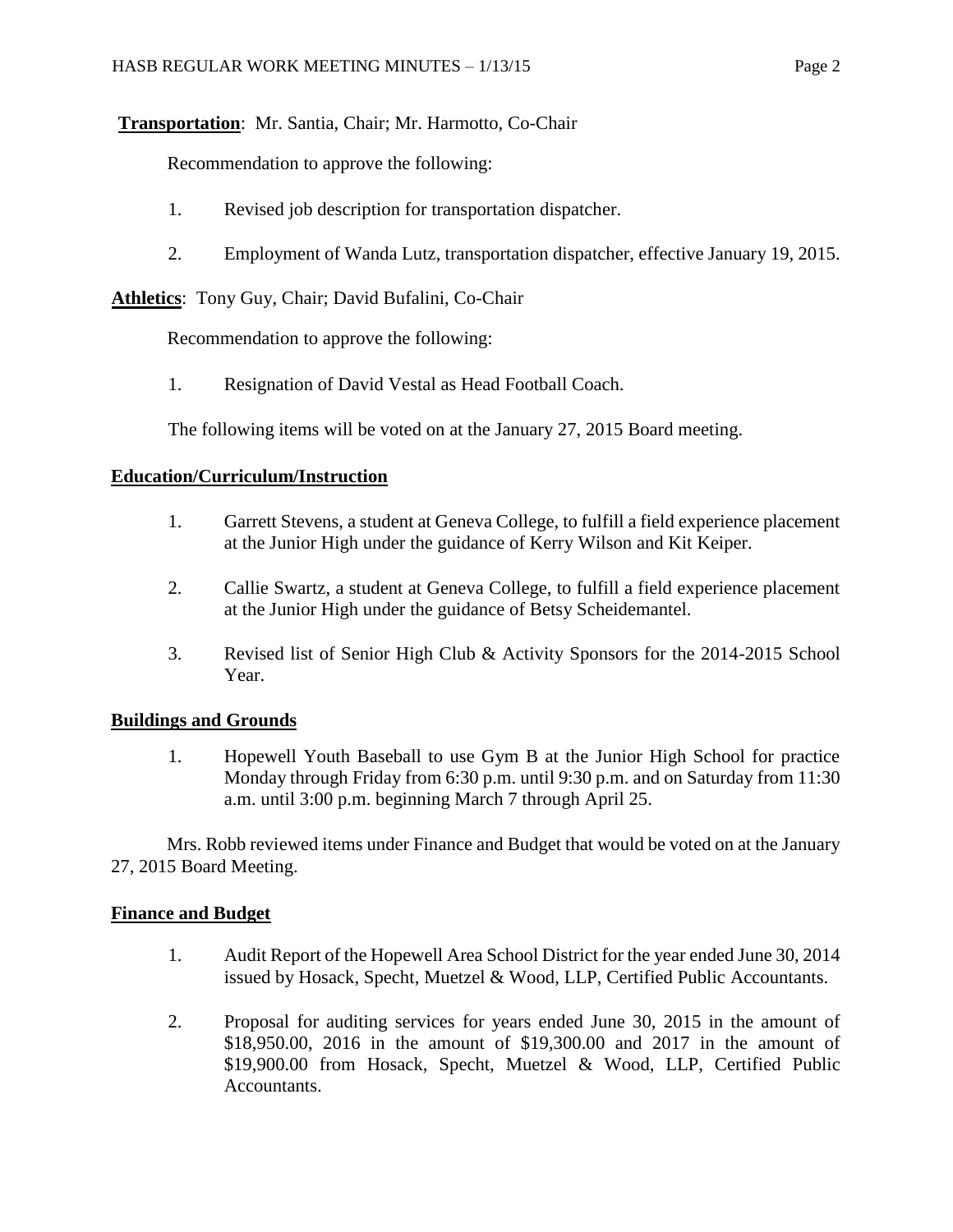**Transportation**: Mr. Santia, Chair; Mr. Harmotto, Co-Chair

Recommendation to approve the following:

1. Revised job description for transportation dispatcher.

2. Employment of Wanda Lutz, transportation dispatcher, effective January 19, 2015.

**Athletics**: Tony Guy, Chair; David Bufalini, Co-Chair

Recommendation to approve the following:

1. Resignation of David Vestal as Head Football Coach.

The following items will be voted on at the January 27, 2015 Board meeting.

**Education/Curriculum/Instruction**

1. Garrett Stevens, a student at Geneva College, to fulfill a field experience placement at the Junior High under the guidance of Kerry Wilson and Kit Keiper.

2. Callie Swartz, a student at Geneva College, to fulfill a field experience placement at the Junior High under the guidance of Betsy Scheidemantel.

3. Revised list of Senior High Club & Activity Sponsors for the 2014-2015 School Year.

**Buildings and Grounds**

1. Hopewell Youth Baseball to use Gym B at the Junior High School for practice Monday through Friday from 6:30 p.m. until 9:30 p.m. and on Saturday from 11:30 a.m. until 3:00 p.m. beginning March 7 through April 25.

Mrs. Robb reviewed items under Finance and Budget that would be voted on at the January 27, 2015 Board Meeting.

**Finance and Budget**

1. Audit Report of the Hopewell Area School District for the year ended June 30, 2014 issued by Hosack, Specht, Muetzel & Wood, LLP, Certified Public Accountants.

2. Proposal for auditing services for years ended June 30, 2015 in the amount of $18,950.00, 2016 in the amount of $19,300.00 and 2017 in the amount of $19,900.00 from Hosack, Specht, Muetzel & Wood, LLP, Certified Public Accountants.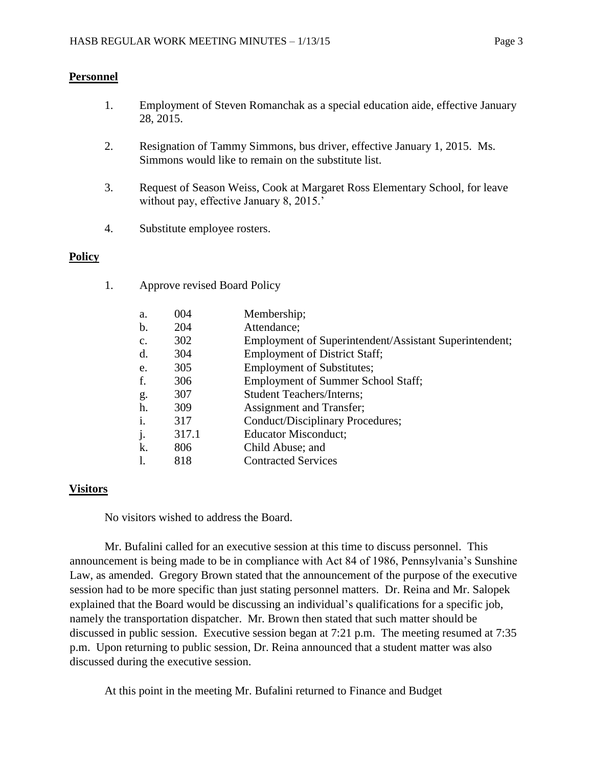**Personnel**

1. Employment of Steven Romanchak as a special education aide, effective January 28, 2015.

2. Resignation of Tammy Simmons, bus driver, effective January 1, 2015. Ms. Simmons would like to remain on the substitute list.

3. Request of Season Weiss, Cook at Margaret Ross Elementary School, for leave without pay, effective January 8, 2015.'

4. Substitute employee rosters.

**Policy**

1. Approve revised Board Policy

   a. 004 Membership;
   b. 204 Attendance;
   c. 302 Employment of Superintendent/Assistant Superintendent;
   d. 304 Employment of District Staff;
   e. 305 Employment of Substitutes;
   f. 306 Employment of Summer School Staff;
   g. 307 Student Teachers/Interns;
   h. 309 Assignment and Transfer;
   i. 317 Conduct/Disciplinary Procedures;
   j. 317.1 Educator Misconduct;
   k. 806 Child Abuse; and
   l. 818 Contracted Services

**Visitors**

No visitors wished to address the Board.

Mr. Bufalini called for an executive session at this time to discuss personnel. This announcement is being made to be in compliance with Act 84 of 1986, Pennsylvania's Sunshine Law, as amended. Gregory Brown stated that the announcement of the purpose of the executive session had to be more specific than just stating personnel matters. Dr. Reina and Mr. Salopek explained that the Board would be discussing an individual's qualifications for a specific job, namely the transportation dispatcher. Mr. Brown then stated that such matter should be discussed in public session. Executive session began at 7:21 p.m. The meeting resumed at 7:35 p.m. Upon returning to public session, Dr. Reina announced that a student matter was also discussed during the executive session.

At this point in the meeting Mr. Bufalini returned to Finance and Budget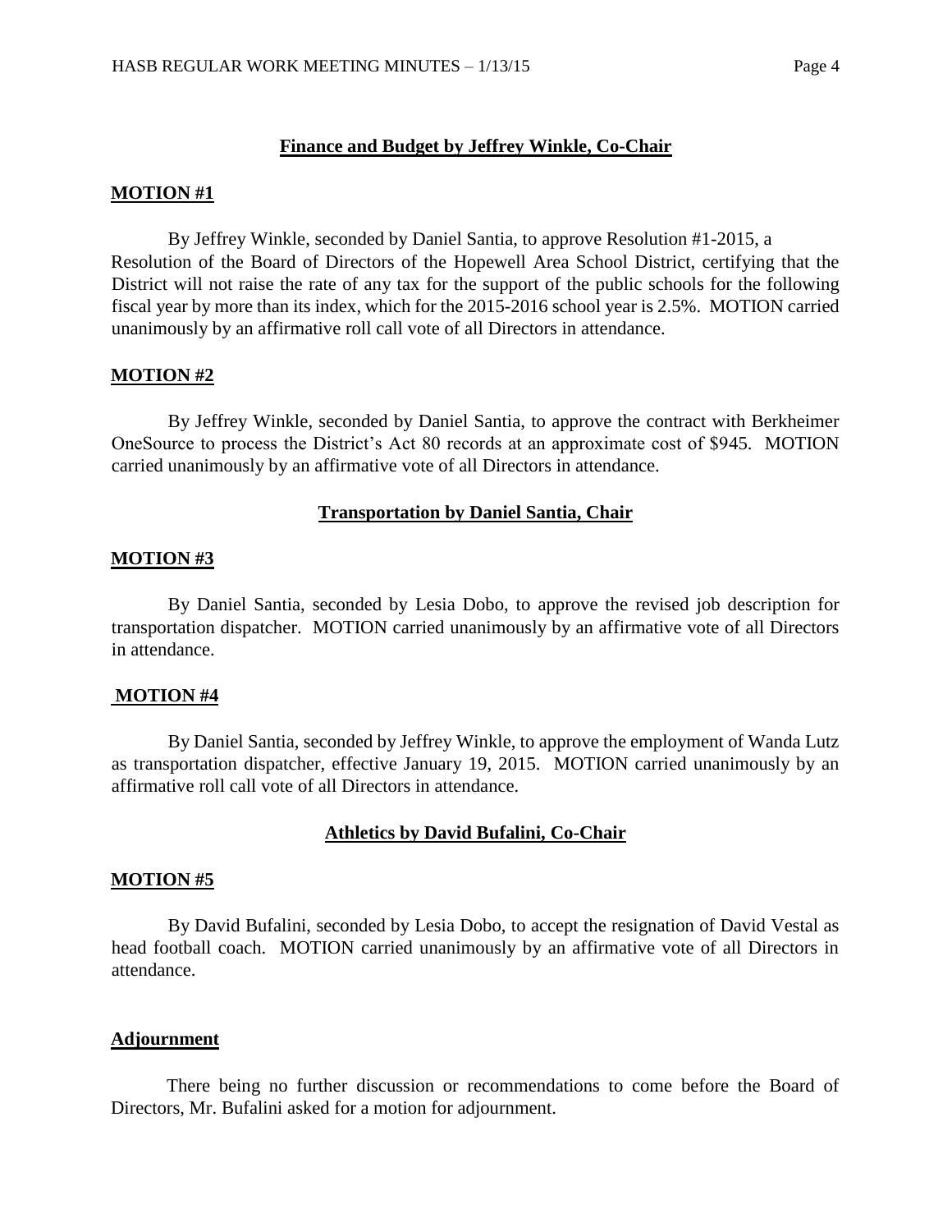## Finance and Budget by Jeffrey Winkle, Co-Chair

**MOTION #1**

By Jeffrey Winkle, seconded by Daniel Santia, to approve Resolution #1-2015, a Resolution of the Board of Directors of the Hopewell Area School District, certifying that the District will not raise the rate of any tax for the support of the public schools for the following fiscal year by more than its index, which for the 2015-2016 school year is 2.5%. MOTION carried unanimously by an affirmative roll call vote of all Directors in attendance.

**MOTION #2**

By Jeffrey Winkle, seconded by Daniel Santia, to approve the contract with Berkheimer OneSource to process the District's Act 80 records at an approximate cost of $945. MOTION carried unanimously by an affirmative vote of all Directors in attendance.

## Transportation by Daniel Santia, Chair

**MOTION #3**

By Daniel Santia, seconded by Lesia Dobo, to approve the revised job description for transportation dispatcher. MOTION carried unanimously by an affirmative vote of all Directors in attendance.

**MOTION #4**

By Daniel Santia, seconded by Jeffrey Winkle, to approve the employment of Wanda Lutz as transportation dispatcher, effective January 19, 2015. MOTION carried unanimously by an affirmative roll call vote of all Directors in attendance.

## Athletics by David Bufalini, Co-Chair

**MOTION #5**

By David Bufalini, seconded by Lesia Dobo, to accept the resignation of David Vestal as head football coach. MOTION carried unanimously by an affirmative vote of all Directors in attendance.

**Adjournment**

There being no further discussion or recommendations to come before the Board of Directors, Mr. Bufalini asked for a motion for adjournment.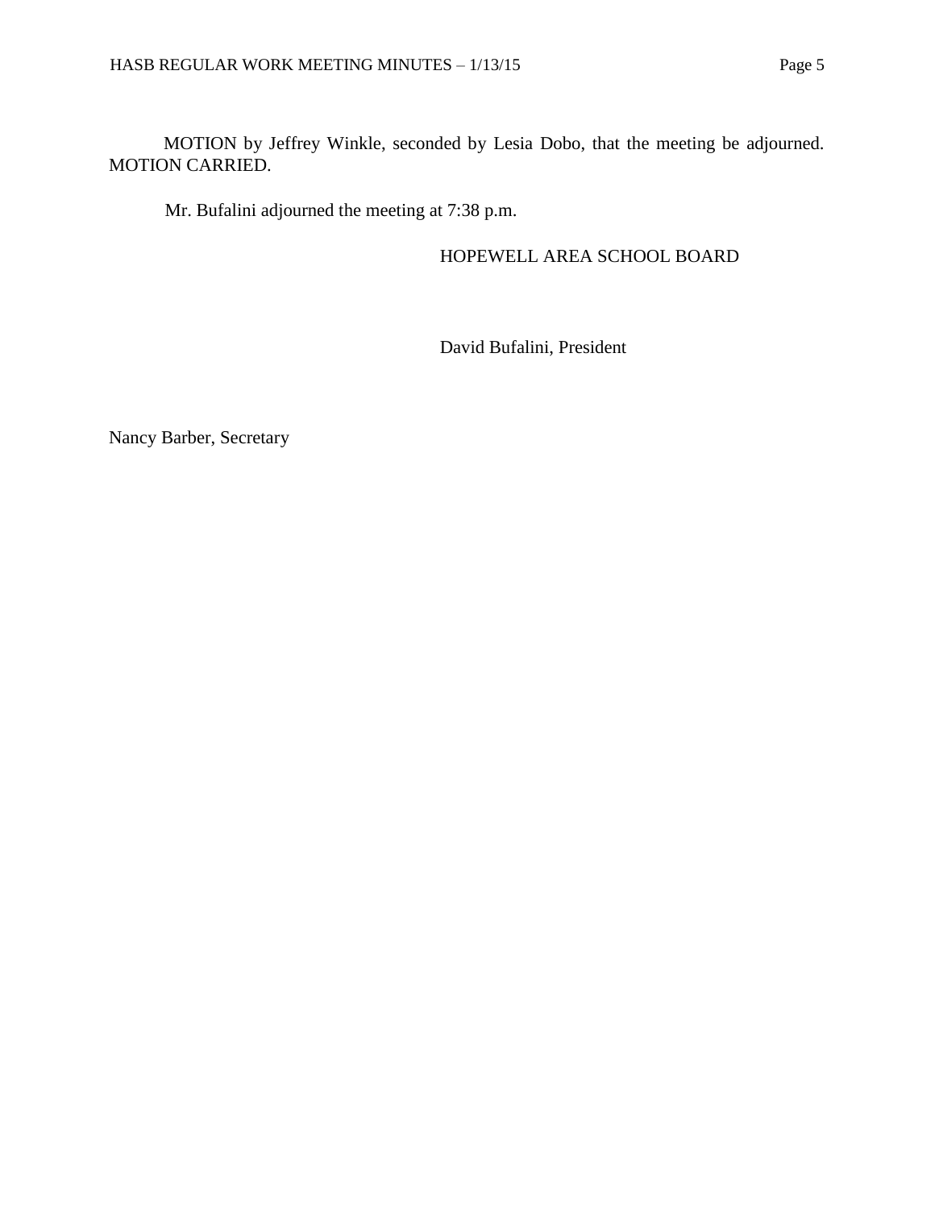MOTION by Jeffrey Winkle, seconded by Lesia Dobo, that the meeting be adjourned. MOTION CARRIED.

Mr. Bufalini adjourned the meeting at 7:38 p.m.

HOPEWELL AREA SCHOOL BOARD

David Bufalini, President

Nancy Barber, Secretary